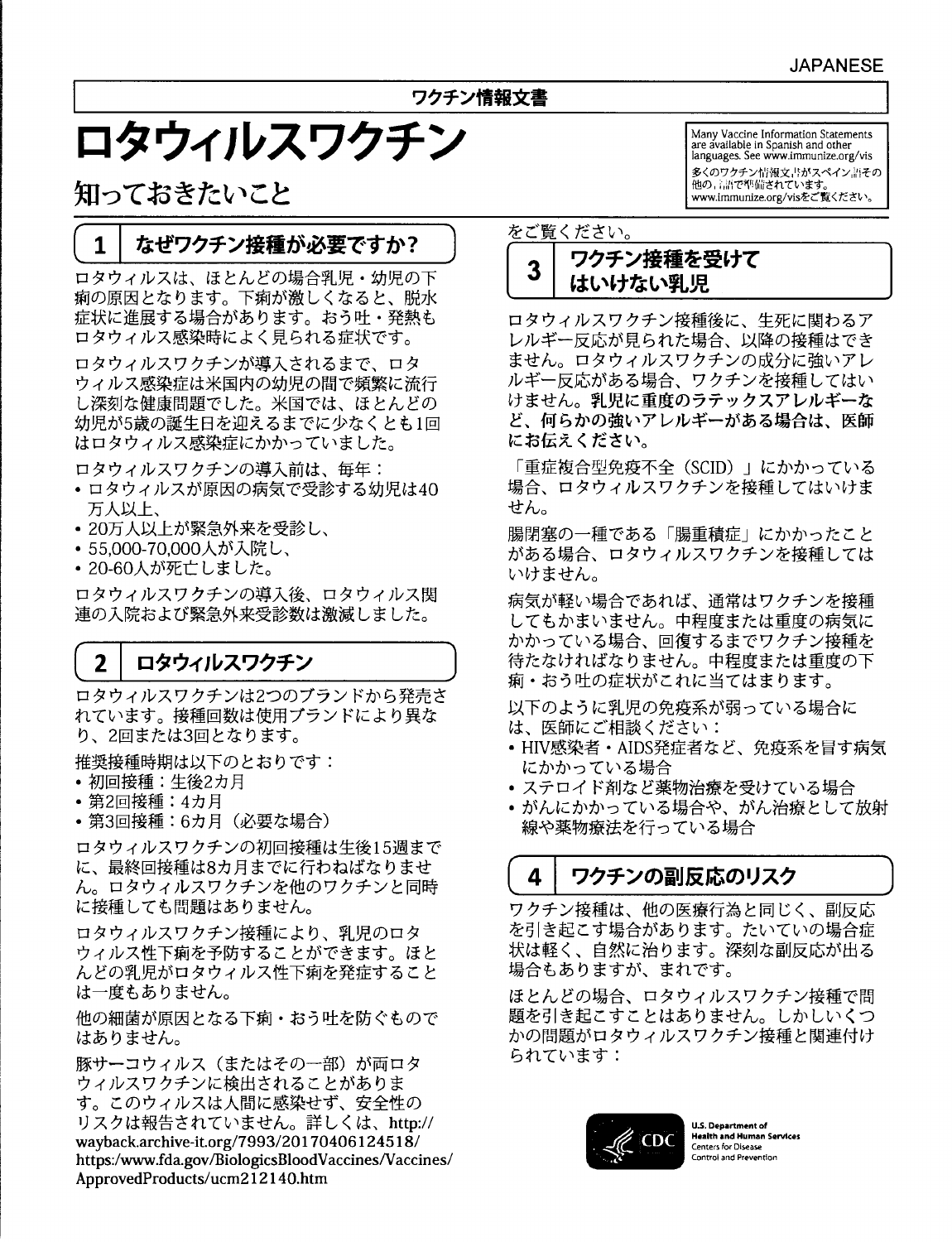JAPANESE

ワクチン情報文書

# ロタウィルスワクチン

## 知っておきたいこと

Many Vaccine Information Statements are available in Spanish and other languages. See www.immunize.org/vis

多くのワクチン情報文書がスペイン語その他の言語で準備されています。www.immunize.org/visをご覧ください。

### 1 なぜワクチン接種が必要ですか?

ロタウィルスは、ほとんどの場合乳児・幼児の下痢の原因となります。下痢が激しくなると、脱水症状に進展する場合があります。おう吐・発熱もロタウィルス感染時によく見られる症状です。

ロタウィルスワクチンが導入されるまで、ロタウィルス感染症は米国内の幼児の間で頻繁に流行し深刻な健康問題でした。米国では、ほとんどの幼児が5歳の誕生日を迎えるまでに少なくとも1回はロタウィルス感染症にかかっていました。

ロタウィルスワクチンの導入前は、毎年：

- ロタウィルスが原因の病気で受診する幼児は40万人以上、
- 20万人以上が緊急外来を受診し、
- 55,000-70,000人が入院し、
- 20-60人が死亡しました。

ロタウィルスワクチンの導入後、ロタウィルス関連の入院および緊急外来受診数は激減しました。

### 2 ロタウィルスワクチン

ロタウィルスワクチンは2つのブランドから発売されています。接種回数は使用ブランドにより異なり、2回または3回となります。

推奨接種時期は以下のとおりです：

- 初回接種：生後2カ月
- 第2回接種：4カ月
- 第3回接種：6カ月（必要な場合）

ロタウィルスワクチンの初回接種は生後15週までに、最終回接種は8カ月までに行わねばなりません。ロタウィルスワクチンを他のワクチンと同時に接種しても問題はありません。

ロタウィルスワクチン接種により、乳児のロタウィルス性下痢を予防することができます。ほとんどの乳児がロタウィルス性下痢を発症することは一度もありません。

他の細菌が原因となる下痢・おう吐を防ぐものではありません。

豚サーコウィルス（またはその一部）が両ロタウィルスワクチンに検出されることがあります。このウィルスは人間に感染せず、安全性のリスクは報告されていません。詳しくは、http://wayback.archive-it.org/7993/20170406124518/https:/www.fda.gov/BiologicsBloodVaccines/Vaccines/ApprovedProducts/ucm212140.htmをご覧ください。

### 3 ワクチン接種を受けてはいけない乳児

ロタウィルスワクチン接種後に、生死に関わるアレルギー反応が見られた場合、以降の接種はできません。ロタウィルスワクチンの成分に強いアレルギー反応がある場合、ワクチンを接種してはいけません。**乳児に重度のラテックスアレルギーなど、何らかの強いアレルギーがある場合は、医師にお伝えください。**

「重症複合型免疫不全（SCID）」にかかっている場合、ロタウィルスワクチンを接種してはいけません。

腸閉塞の一種である「腸重積症」にかかったことがある場合、ロタウィルスワクチンを接種してはいけません。

病気が軽い場合であれば、通常はワクチンを接種してもかまいません。中程度または重度の病気にかかっている場合、回復するまでワクチン接種を待たなければなりません。中程度または重度の下痢・おう吐の症状がこれに当てはまります。

以下のように乳児の免疫系が弱っている場合には、医師にご相談ください：

- HIV感染者・AIDS発症者など、免疫系を冒す病気にかかっている場合
- ステロイド剤など薬物治療を受けている場合
- がんにかかっている場合や、がん治療として放射線や薬物療法を行っている場合

### 4 ワクチンの副反応のリスク

ワクチン接種は、他の医療行為と同じく、副反応を引き起こす場合があります。たいていの場合症状は軽く、自然に治ります。深刻な副反応が出る場合もありますが、まれです。

ほとんどの場合、ロタウィルスワクチン接種で問題を引き起こすことはありません。しかしいくつかの問題がロタウィルスワクチン接種と関連付けられています：

U.S. Department of Health and Human Services
Centers for Disease Control and Prevention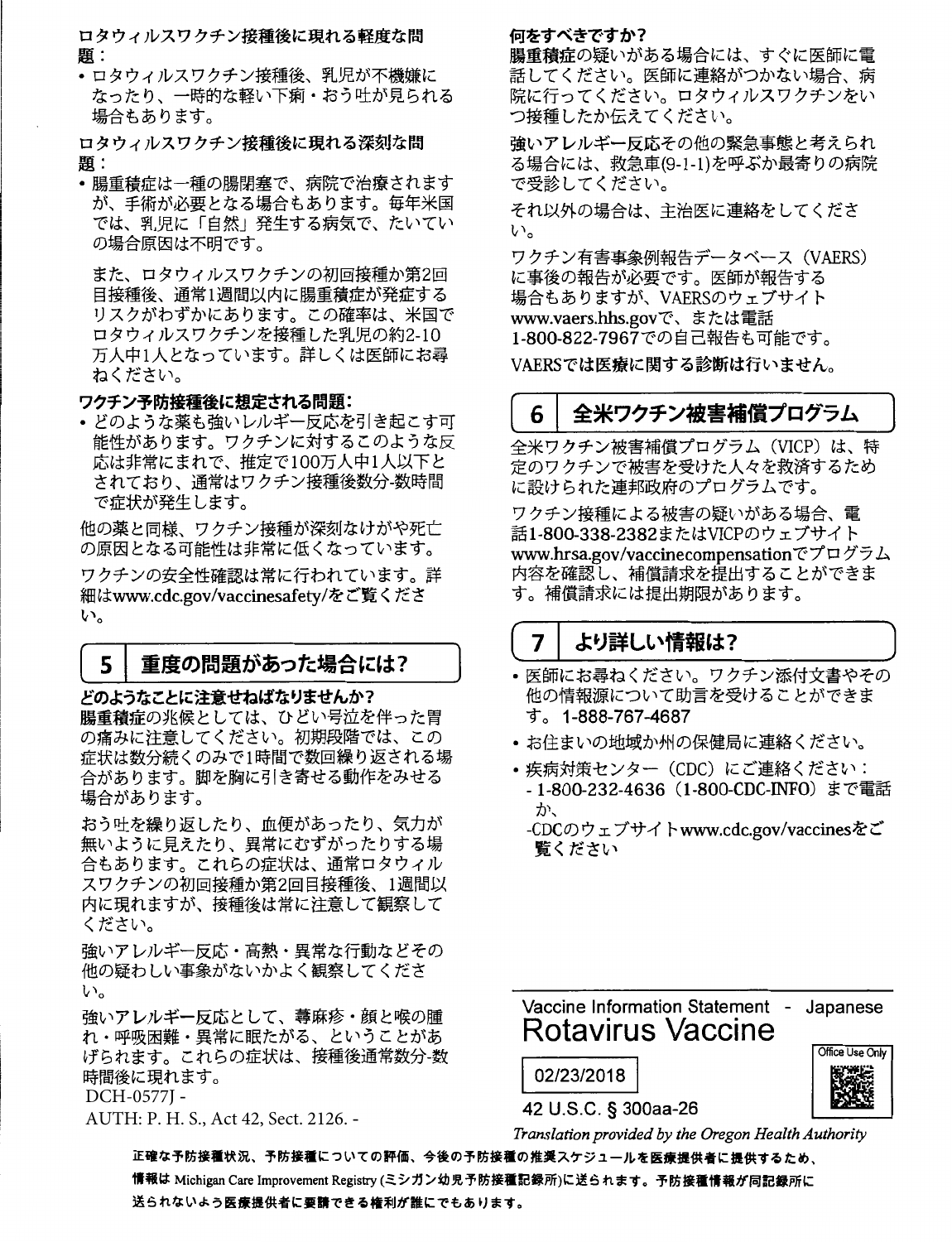**ロタウィルスワクチン接種後に現れる軽度な問題：**

- ロタウィルスワクチン接種後、乳児が不機嫌になったり、一時的な軽い下痢・おう吐が見られる場合もあります。

**ロタウィルスワクチン接種後に現れる深刻な問題：**

- 腸重積症は一種の腸閉塞で、病院で治療されますが、手術が必要となる場合もあります。毎年米国では、乳児に「自然」発生する病気で、たいていの場合原因は不明です。

  また、ロタウィルスワクチンの初回接種か第2回目接種後、通常1週間以内に腸重積症が発症するリスクがわずかにあります。この確率は、米国でロタウィルスワクチンを接種した乳児の約2-10万人中1人となっています。詳しくは医師にお尋ねください。

**ワクチン予防接種後に想定される問題：**

- どのような薬も強いレルギー反応を引き起こす可能性があります。ワクチンに対するこのような反応は非常にまれで、推定で100万人中1人以下とされており、通常はワクチン接種後数分-数時間で症状が発生します。

他の薬と同様、ワクチン接種が深刻なけがや死亡の原因となる可能性は非常に低くなっています。

ワクチンの安全性確認は常に行われています。詳細はwww.cdc.gov/vaccinesafety/をご覧ください。

## 5 重度の問題があった場合には？

**どのようなことに注意せねばなりませんか？**

**腸重積症**の兆候としては、ひどい号泣を伴った胃の痛みに注意してください。初期段階では、この症状は数分続くのみで1時間で数回繰り返される場合があります。脚を胸に引き寄せる動作をみせる場合があります。

おう吐を繰り返したり、血便があったり、気力が無いように見えたり、異常にむずがったりする場合もあります。これらの症状は、通常ロタウィルスワクチンの初回接種か第2回目接種後、1週間以内に現れますが、接種後は常に注意して観察してください。

強いアレルギー反応・高熱・異常な行動などその他の疑わしい事象がないかよく観察してください。

強いアレルギー反応として、蕁麻疹・顔と喉の腫れ・呼吸困難・異常に眠たがる、ということがあげられます。これらの症状は、接種後通常数分-数時間後に現れます。

**何をすべきですか？**

**腸重積症**の疑いがある場合には、すぐに医師に電話してください。医師に連絡がつかない場合、病院に行ってください。ロタウィルスワクチンをいつ接種したか伝えてください。

強いアレルギー反応その他の緊急事態と考えられる場合には、救急車(9-1-1)を呼ぶか最寄りの病院で受診してください。

それ以外の場合は、主治医に連絡をしてください。

ワクチン有害事象例報告データベース（VAERS）に事後の報告が必要です。医師が報告する場合もありますが、VAERSのウェブサイトwww.vaers.hhs.govで、または電話1-800-822-7967での自己報告も可能です。

VAERSでは医療に関する診断は行いません。

## 6 全米ワクチン被害補償プログラム

全米ワクチン被害補償プログラム（VICP）は、特定のワクチンで被害を受けた人々を救済するために設けられた連邦政府のプログラムです。

ワクチン接種による被害の疑いがある場合、電話1-800-338-2382またはVICPのウェブサイトwww.hrsa.gov/vaccinecompensationでプログラム内容を確認し、補償請求を提出することができます。補償請求には提出期限があります。

## 7 より詳しい情報は？

- 医師にお尋ねください。ワクチン添付文書やその他の情報源について助言を受けることができます。 1-888-767-4687
- お住まいの地域か州の保健局に連絡ください。
- 疾病対策センター（CDC）にご連絡ください：
  - 1-800-232-4636（1-800-CDC-INFO）まで電話か、
  - CDCのウェブサイトwww.cdc.gov/vaccinesをご覧ください

DCH-0577J -
AUTH: P. H. S., Act 42, Sect. 2126. -

Vaccine Information Statement - Japanese
**Rotavirus Vaccine**

02/23/2018

42 U.S.C. § 300aa-26

Office Use Only

*Translation provided by the Oregon Health Authority*

**正確な予防接種状況、予防接種についての評価、今後の予防接種の推奨スケジュールを医療提供者に提供するため、情報は Michigan Care Improvement Registry (ミシガン幼児予防接種記録所)に送られます。予防接種情報が同記録所に送られないよう医療提供者に要請できる権利が誰にでもあります。**